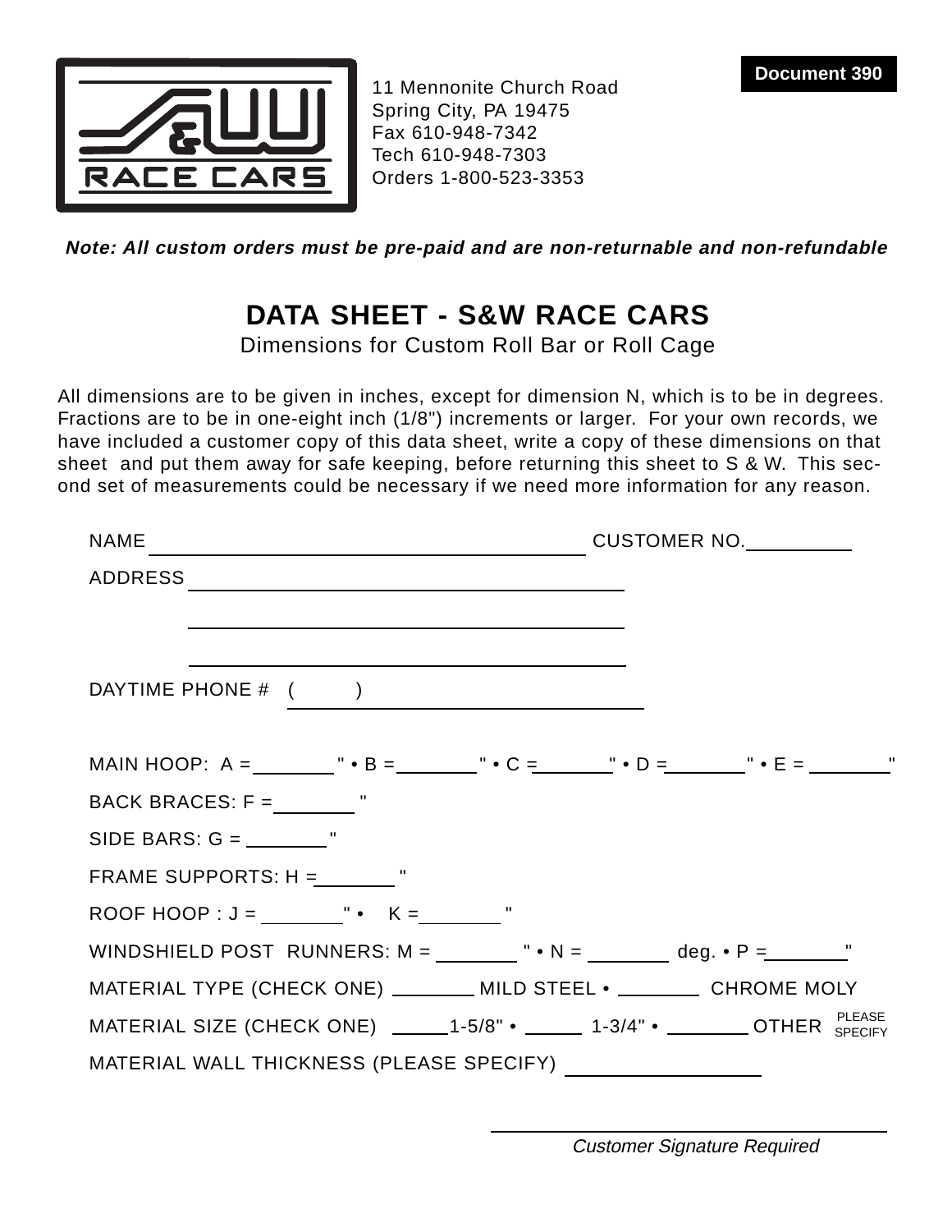**Document 390**

S&W RACE CARS

11 Mennonite Church Road
Spring City, PA 19475
Fax 610-948-7342
Tech 610-948-7303
Orders 1-800-523-3353

***Note: All custom orders must be pre-paid and are non-returnable and non-refundable***

# DATA SHEET - S&W RACE CARS

Dimensions for Custom Roll Bar or Roll Cage

All dimensions are to be given in inches, except for dimension N, which is to be in degrees. Fractions are to be in one-eight inch (1/8") increments or larger. For your own records, we have included a customer copy of this data sheet, write a copy of these dimensions on that sheet and put them away for safe keeping, before returning this sheet to S & W. This second set of measurements could be necessary if we need more information for any reason.

NAME ______________________________ CUSTOMER NO.__________

ADDRESS ______________________________

______________________________

______________________________

DAYTIME PHONE # ( ) ______________________________

MAIN HOOP: A = ________" • B = ________" • C = ________" • D = ________" • E = ________"

BACK BRACES: F = ________"

SIDE BARS: G = ________"

FRAME SUPPORTS: H = ________"

ROOF HOOP : J = ________" • K = ________"

WINDSHIELD POST RUNNERS: M = ________" • N = ________ deg. • P = ________"

MATERIAL TYPE (CHECK ONE) ________ MILD STEEL • ________ CHROME MOLY

MATERIAL SIZE (CHECK ONE) _____1-5/8" • _____ 1-3/4" • ________ OTHER PLEASE SPECIFY

MATERIAL WALL THICKNESS (PLEASE SPECIFY) ________________

______________________________

*Customer Signature Required*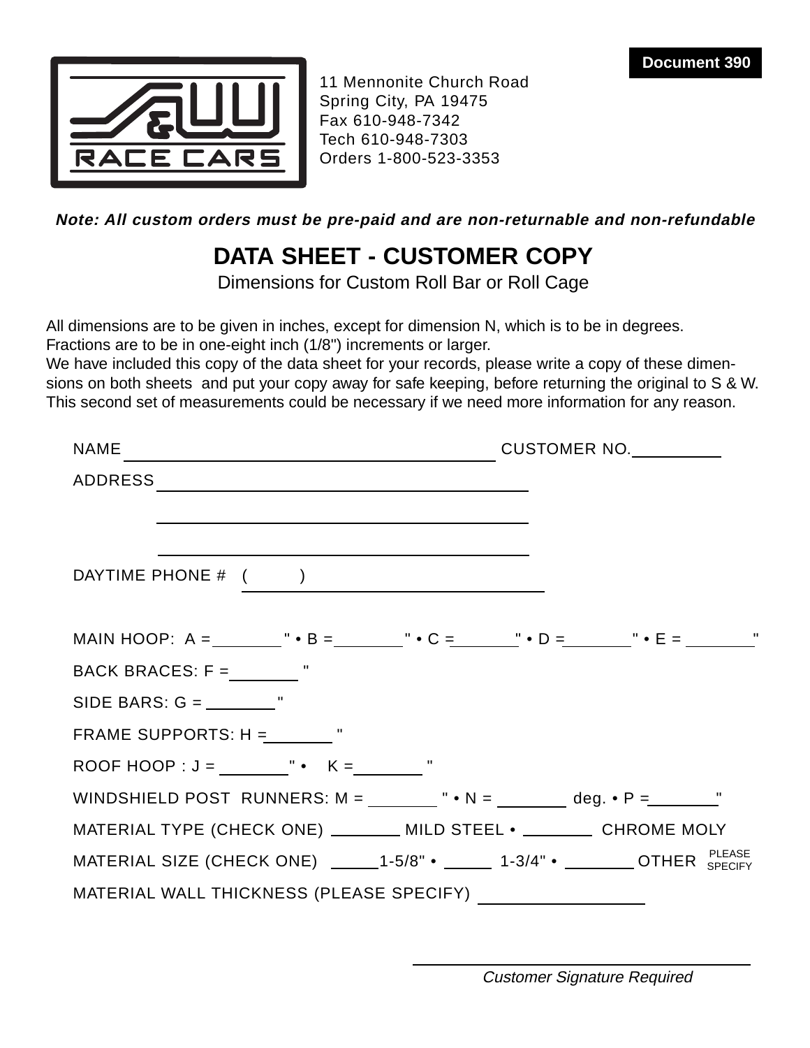**Document 390**

**S&W RACE CARS**

11 Mennonite Church Road
Spring City, PA 19475
Fax 610-948-7342
Tech 610-948-7303
Orders 1-800-523-3353

***Note: All custom orders must be pre-paid and are non-returnable and non-refundable***

# DATA SHEET - CUSTOMER COPY

Dimensions for Custom Roll Bar or Roll Cage

All dimensions are to be given in inches, except for dimension N, which is to be in degrees.
Fractions are to be in one-eight inch (1/8") increments or larger.
We have included this copy of the data sheet for your records, please write a copy of these dimensions on both sheets and put your copy away for safe keeping, before returning the original to S & W. This second set of measurements could be necessary if we need more information for any reason.

NAME ______________________________ CUSTOMER NO. __________

ADDRESS ______________________________

______________________________

______________________________

DAYTIME PHONE # ( ) ______________________________

MAIN HOOP: A = ______" • B = ______" • C = ______" • D = ______" • E = ______"

BACK BRACES: F = ______"

SIDE BARS: G = ______"

FRAME SUPPORTS: H = ______"

ROOF HOOP : J = ______" • K = ______"

WINDSHIELD POST RUNNERS: M = ______" • N = ______ deg. • P = ______"

MATERIAL TYPE (CHECK ONE) ______ MILD STEEL • ______ CHROME MOLY

MATERIAL SIZE (CHECK ONE) ______ 1-5/8" • ______ 1-3/4" • ______ OTHER PLEASE SPECIFY

MATERIAL WALL THICKNESS (PLEASE SPECIFY) ______________

______________________________

*Customer Signature Required*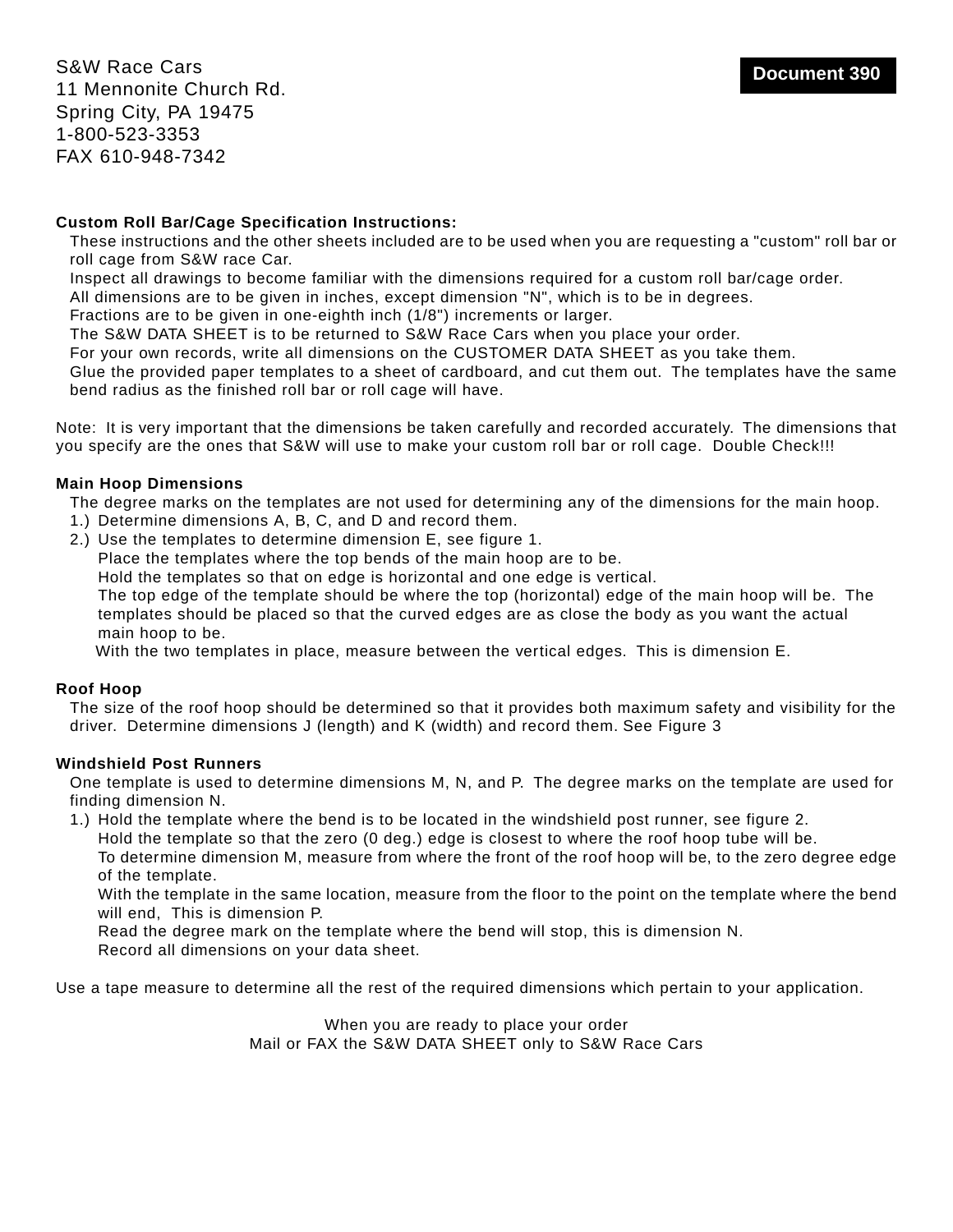S&W Race Cars
11 Mennonite Church Rd.
Spring City, PA 19475
1-800-523-3353
FAX 610-948-7342

**Document 390**

**Custom Roll Bar/Cage Specification Instructions:**

These instructions and the other sheets included are to be used when you are requesting a "custom" roll bar or roll cage from S&W race Car.
Inspect all drawings to become familiar with the dimensions required for a custom roll bar/cage order.
All dimensions are to be given in inches, except dimension "N", which is to be in degrees.
Fractions are to be given in one-eighth inch (1/8") increments or larger.
The S&W DATA SHEET is to be returned to S&W Race Cars when you place your order.
For your own records, write all dimensions on the CUSTOMER DATA SHEET as you take them.
Glue the provided paper templates to a sheet of cardboard, and cut them out. The templates have the same bend radius as the finished roll bar or roll cage will have.

Note: It is very important that the dimensions be taken carefully and recorded accurately. The dimensions that you specify are the ones that S&W will use to make your custom roll bar or roll cage. Double Check!!!

**Main Hoop Dimensions**

The degree marks on the templates are not used for determining any of the dimensions for the main hoop.

1.) Determine dimensions A, B, C, and D and record them.
2.) Use the templates to determine dimension E, see figure 1.
    Place the templates where the top bends of the main hoop are to be.
    Hold the templates so that on edge is horizontal and one edge is vertical.
    The top edge of the template should be where the top (horizontal) edge of the main hoop will be. The templates should be placed so that the curved edges are as close the body as you want the actual main hoop to be.
    With the two templates in place, measure between the vertical edges. This is dimension E.

**Roof Hoop**

The size of the roof hoop should be determined so that it provides both maximum safety and visibility for the driver. Determine dimensions J (length) and K (width) and record them. See Figure 3

**Windshield Post Runners**

One template is used to determine dimensions M, N, and P. The degree marks on the template are used for finding dimension N.

1.) Hold the template where the bend is to be located in the windshield post runner, see figure 2.
    Hold the template so that the zero (0 deg.) edge is closest to where the roof hoop tube will be.
    To determine dimension M, measure from where the front of the roof hoop will be, to the zero degree edge of the template.
    With the template in the same location, measure from the floor to the point on the template where the bend will end, This is dimension P.
    Read the degree mark on the template where the bend will stop, this is dimension N.
    Record all dimensions on your data sheet.

Use a tape measure to determine all the rest of the required dimensions which pertain to your application.

When you are ready to place your order
Mail or FAX the S&W DATA SHEET only to S&W Race Cars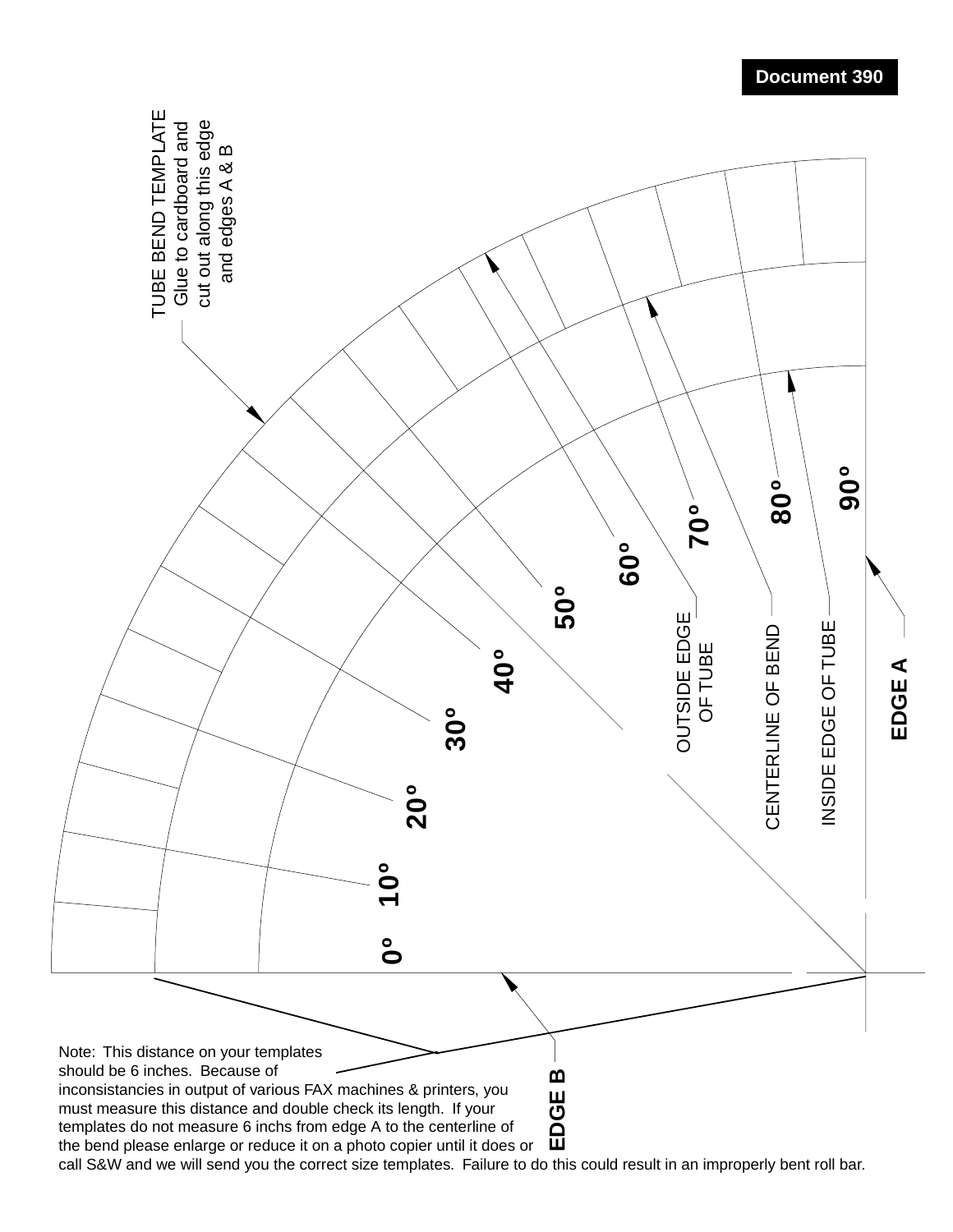**Document 390**

TUBE BEND TEMPLATE
Glue to cardboard and cut out along this edge and edges A & B

0° 10° 20° 30° 40° 50° 60° 70° 80° 90°

OUTSIDE EDGE OF TUBE

CENTERLINE OF BEND

INSIDE EDGE OF TUBE

**EDGE A**

**EDGE B**

Note: This distance on your templates should be 6 inches. Because of inconsistancies in output of various FAX machines & printers, you must measure this distance and double check its length. If your templates do not measure 6 inchs from edge A to the centerline of the bend please enlarge or reduce it on a photo copier until it does or call S&W and we will send you the correct size templates. Failure to do this could result in an improperly bent roll bar.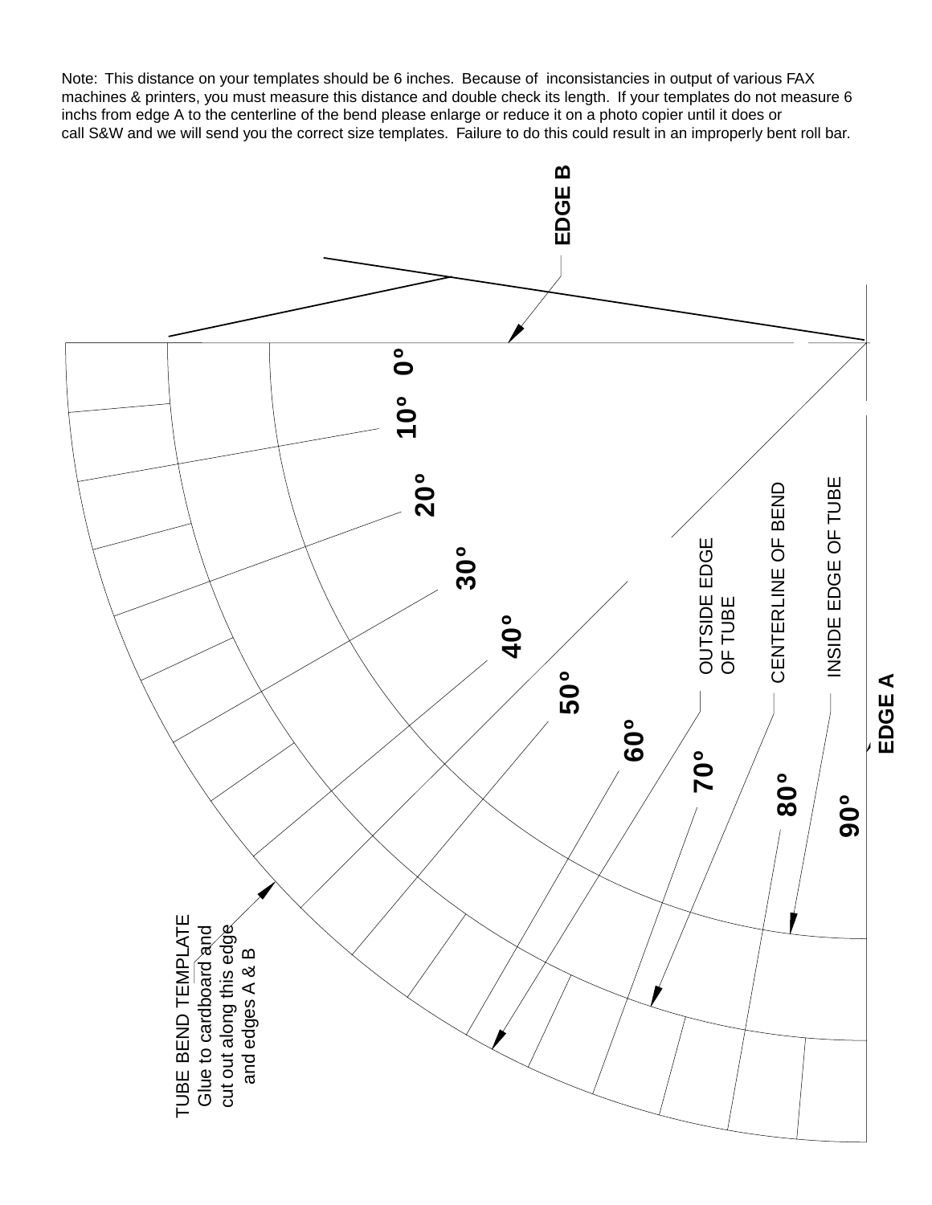Note: This distance on your templates should be 6 inches. Because of inconsistancies in output of various FAX machines & printers, you must measure this distance and double check its length. If your templates do not measure 6 inchs from edge A to the centerline of the bend please enlarge or reduce it on a photo copier until it does or call S&W and we will send you the correct size templates. Failure to do this could result in an improperly bent roll bar.

EDGE B

0°

10°

20°

30°

40°

50°

60°

70°

80°

90°

OUTSIDE EDGE OF TUBE

CENTERLINE OF BEND

INSIDE EDGE OF TUBE

EDGE A

TUBE BEND TEMPLATE
Glue to cardboard and cut out along this edge and edges A & B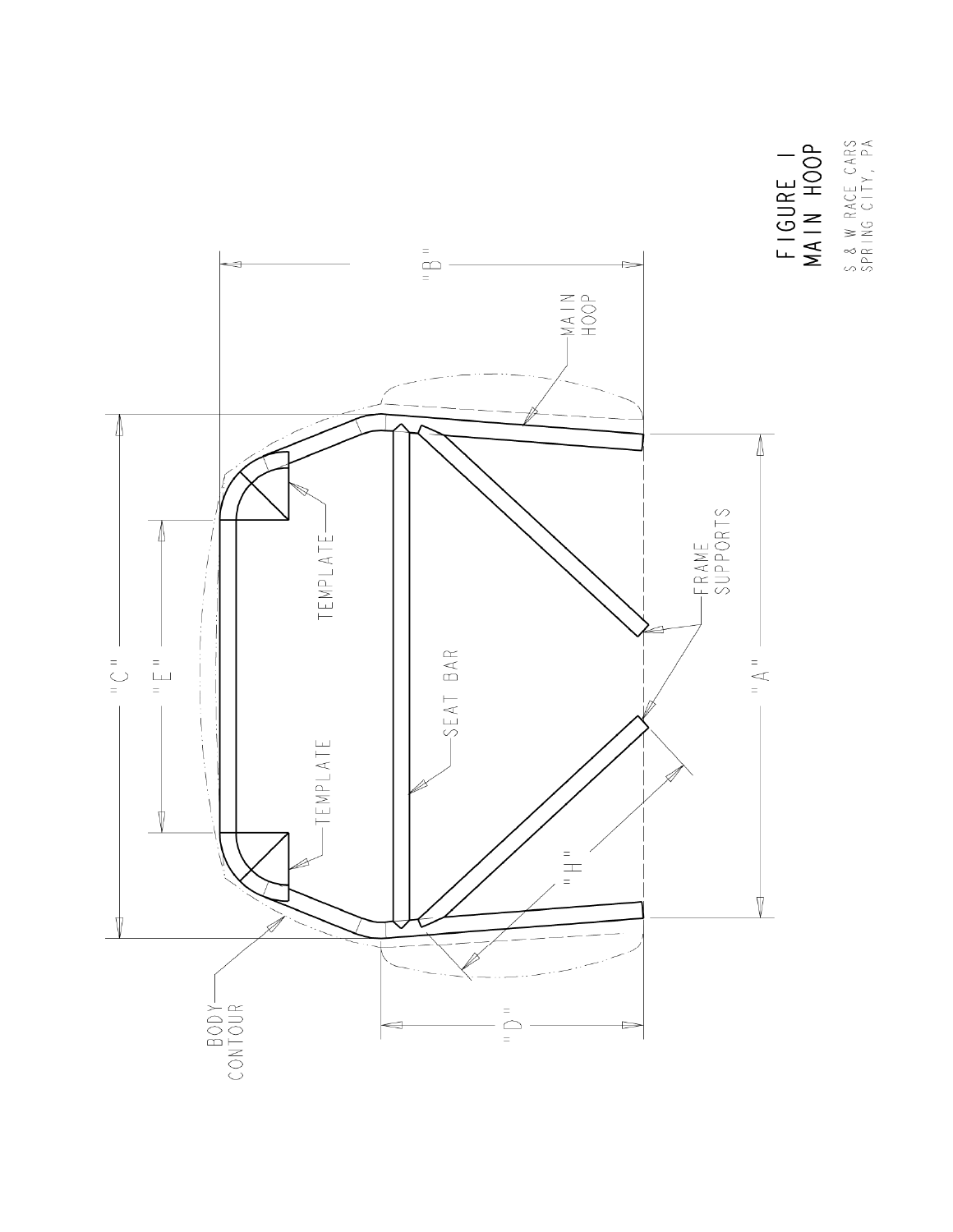FIGURE 1
MAIN HOOP

S & W RACE CARS
SPRING CITY, PA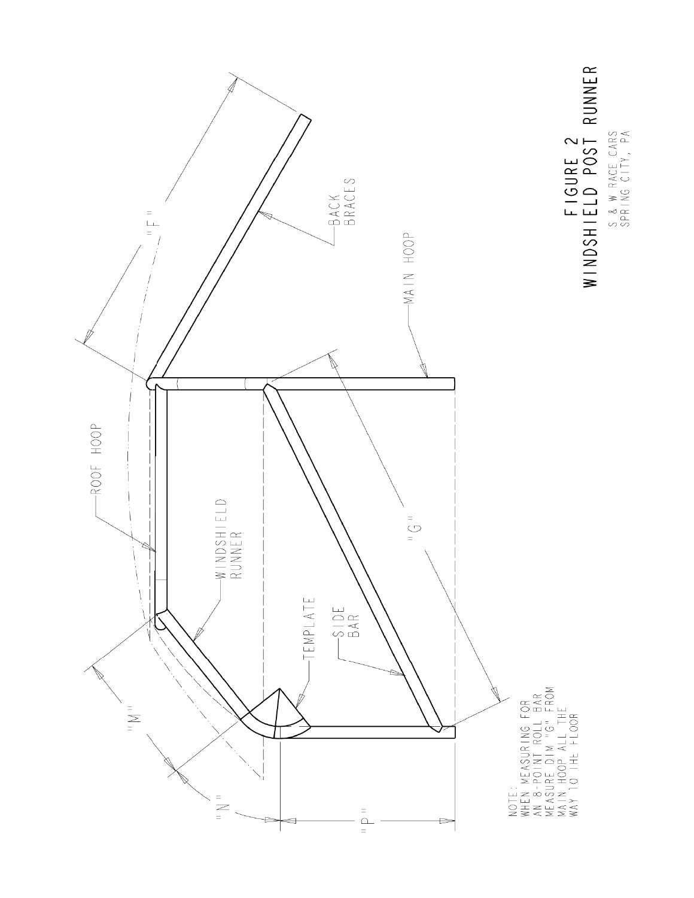NOTE:
WHEN MEASURING FOR AN 8-POINT ROLL BAR MEASURE DIM "G" FROM MAIN HOOP ALL THE WAY TO THE FLOOR

ROOF HOOP

WINDSHIELD RUNNER

TEMPLATE

SIDE BAR

MAIN HOOP

BACK BRACES

"F"

"G"

"M"

"N"

"P"

**FIGURE 2**
**WINDSHIELD POST RUNNER**

S & W RACE CARS
SPRING CITY, PA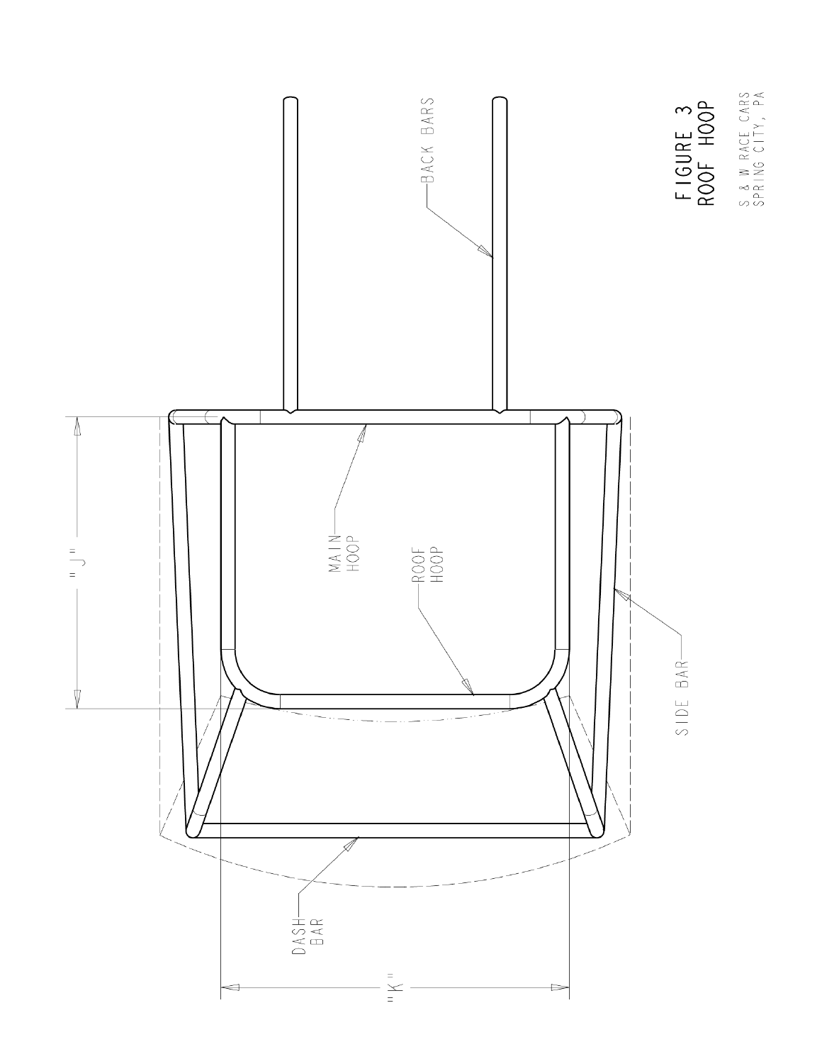BACK BARS

MAIN HOOP

ROOF HOOP

SIDE BAR

DASH BAR

"J"

"K"

FIGURE 3
ROOF HOOP

S & W RACE CARS
SPRING CITY, PA